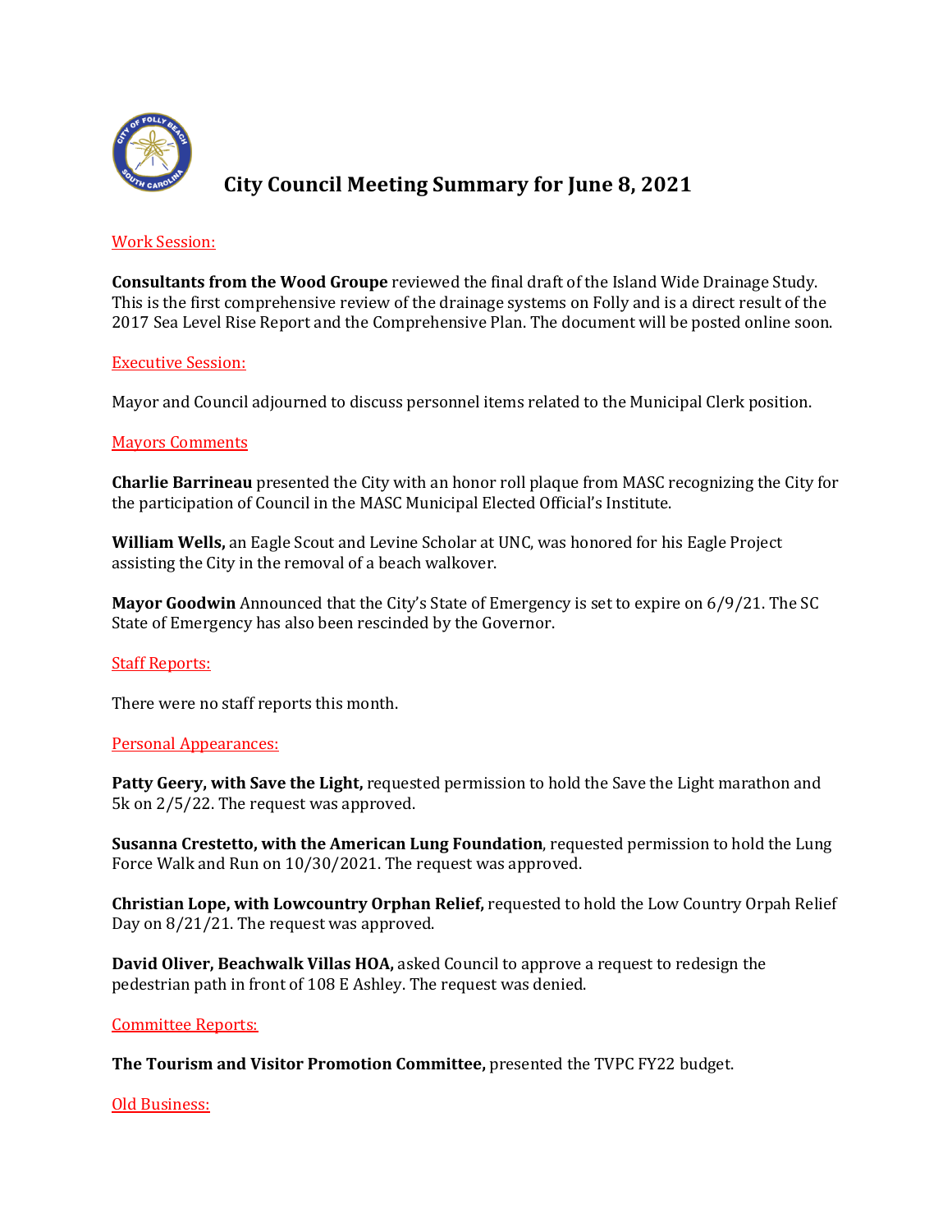# City Council Meeting Summary for June 8, 2021

## Work Session:

**Consultants from the Wood Groupe** reviewed the final draft of the Island Wide Drainage Study. This is the first comprehensive review of the drainage systems on Folly and is a direct result of the 2017 Sea Level Rise Report and the Comprehensive Plan. The document will be posted online soon.

## Executive Session:

Mayor and Council adjourned to discuss personnel items related to the Municipal Clerk position.

## Mayors Comments

**Charlie Barrineau** presented the City with an honor roll plaque from MASC recognizing the City for the participation of Council in the MASC Municipal Elected Official's Institute.

**William Wells,** an Eagle Scout and Levine Scholar at UNC, was honored for his Eagle Project assisting the City in the removal of a beach walkover.

**Mayor Goodwin** Announced that the City's State of Emergency is set to expire on 6/9/21. The SC State of Emergency has also been rescinded by the Governor.

## Staff Reports:

There were no staff reports this month.

## Personal Appearances:

**Patty Geery, with Save the Light,** requested permission to hold the Save the Light marathon and 5k on 2/5/22. The request was approved.

**Susanna Crestetto, with the American Lung Foundation**, requested permission to hold the Lung Force Walk and Run on 10/30/2021. The request was approved.

**Christian Lope, with Lowcountry Orphan Relief,** requested to hold the Low Country Orpah Relief Day on 8/21/21. The request was approved.

**David Oliver, Beachwalk Villas HOA,** asked Council to approve a request to redesign the pedestrian path in front of 108 E Ashley. The request was denied.

## Committee Reports:

**The Tourism and Visitor Promotion Committee,** presented the TVPC FY22 budget.

## Old Business: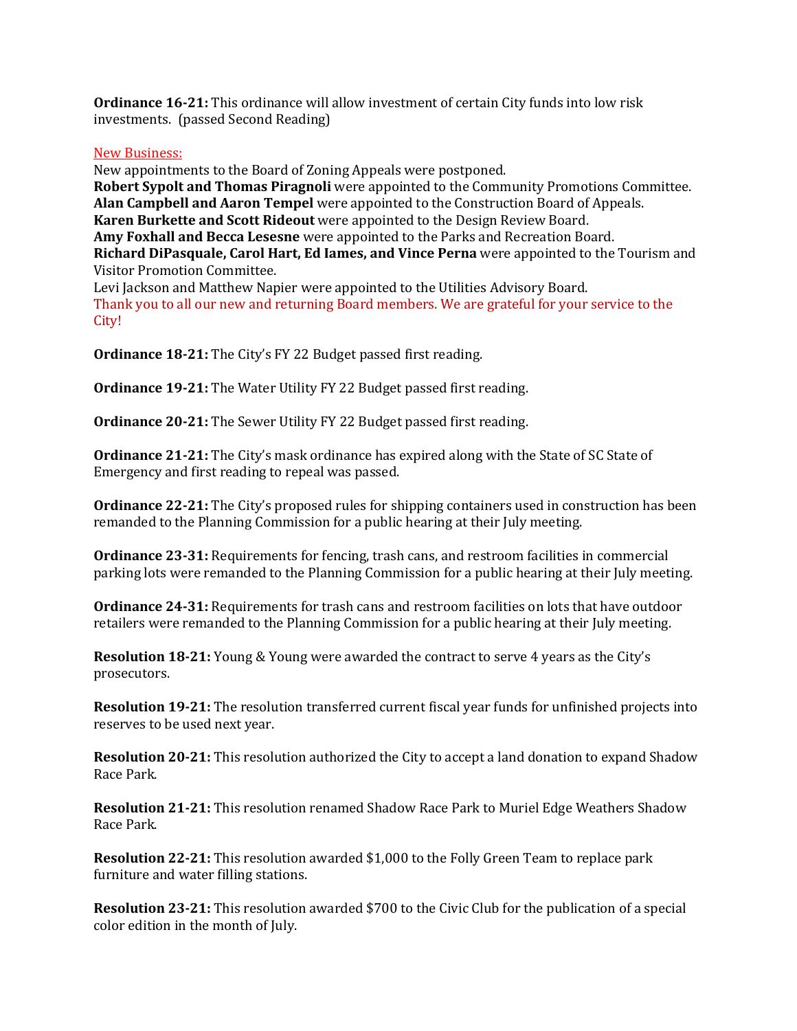**Ordinance 16-21:** This ordinance will allow investment of certain City funds into low risk investments. (passed Second Reading)

New Business:

New appointments to the Board of Zoning Appeals were postponed.
**Robert Sypolt and Thomas Piragnoli** were appointed to the Community Promotions Committee.
**Alan Campbell and Aaron Tempel** were appointed to the Construction Board of Appeals.
**Karen Burkette and Scott Rideout** were appointed to the Design Review Board.
**Amy Foxhall and Becca Lesesne** were appointed to the Parks and Recreation Board.
**Richard DiPasquale, Carol Hart, Ed Iames, and Vince Perna** were appointed to the Tourism and Visitor Promotion Committee.
Levi Jackson and Matthew Napier were appointed to the Utilities Advisory Board.
Thank you to all our new and returning Board members. We are grateful for your service to the City!

**Ordinance 18-21:** The City's FY 22 Budget passed first reading.

**Ordinance 19-21:** The Water Utility FY 22 Budget passed first reading.

**Ordinance 20-21:** The Sewer Utility FY 22 Budget passed first reading.

**Ordinance 21-21:** The City's mask ordinance has expired along with the State of SC State of Emergency and first reading to repeal was passed.

**Ordinance 22-21:** The City's proposed rules for shipping containers used in construction has been remanded to the Planning Commission for a public hearing at their July meeting.

**Ordinance 23-31:** Requirements for fencing, trash cans, and restroom facilities in commercial parking lots were remanded to the Planning Commission for a public hearing at their July meeting.

**Ordinance 24-31:** Requirements for trash cans and restroom facilities on lots that have outdoor retailers were remanded to the Planning Commission for a public hearing at their July meeting.

**Resolution 18-21:** Young & Young were awarded the contract to serve 4 years as the City's prosecutors.

**Resolution 19-21:** The resolution transferred current fiscal year funds for unfinished projects into reserves to be used next year.

**Resolution 20-21:** This resolution authorized the City to accept a land donation to expand Shadow Race Park.

**Resolution 21-21:** This resolution renamed Shadow Race Park to Muriel Edge Weathers Shadow Race Park.

**Resolution 22-21:** This resolution awarded $1,000 to the Folly Green Team to replace park furniture and water filling stations.

**Resolution 23-21:** This resolution awarded $700 to the Civic Club for the publication of a special color edition in the month of July.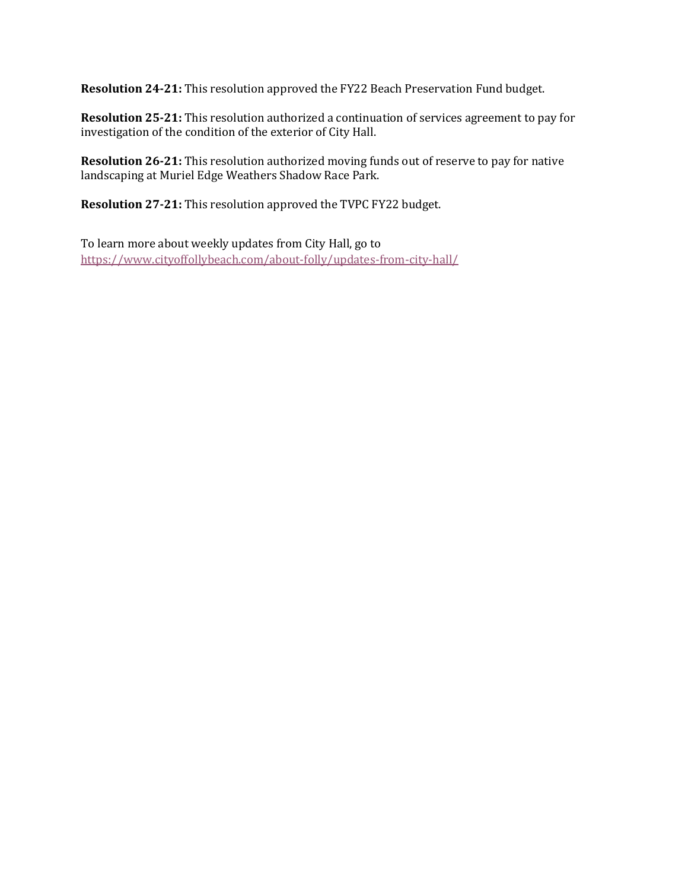**Resolution 24-21:** This resolution approved the FY22 Beach Preservation Fund budget.

**Resolution 25-21:** This resolution authorized a continuation of services agreement to pay for investigation of the condition of the exterior of City Hall.

**Resolution 26-21:** This resolution authorized moving funds out of reserve to pay for native landscaping at Muriel Edge Weathers Shadow Race Park.

**Resolution 27-21:** This resolution approved the TVPC FY22 budget.

To learn more about weekly updates from City Hall, go to [https://www.cityoffollybeach.com/about-folly/updates-from-city-hall/](https://www.cityoffollybeach.com/about-folly/updates-from-city-hall/)